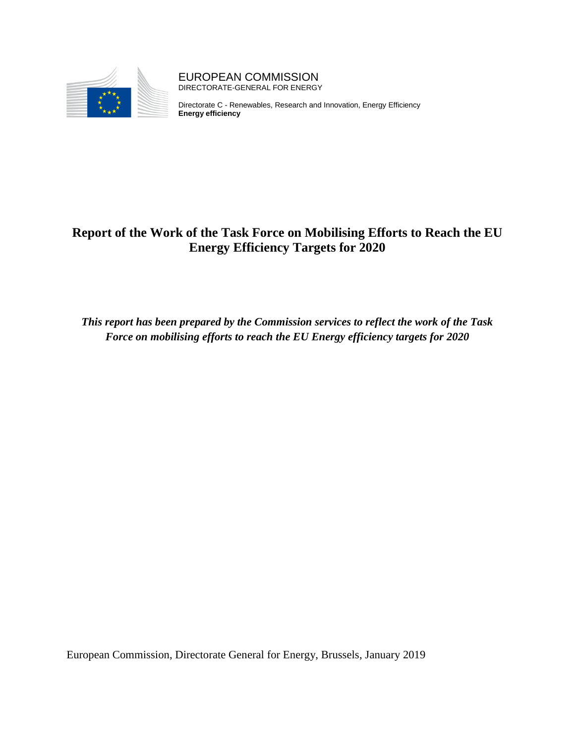EUROPEAN COMMISSION
DIRECTORATE-GENERAL FOR ENERGY

Directorate C - Renewables, Research and Innovation, Energy Efficiency
**Energy efficiency**

# Report of the Work of the Task Force on Mobilising Efforts to Reach the EU Energy Efficiency Targets for 2020

***This report has been prepared by the Commission services to reflect the work of the Task Force on mobilising efforts to reach the EU Energy efficiency targets for 2020***

European Commission, Directorate General for Energy, Brussels, January 2019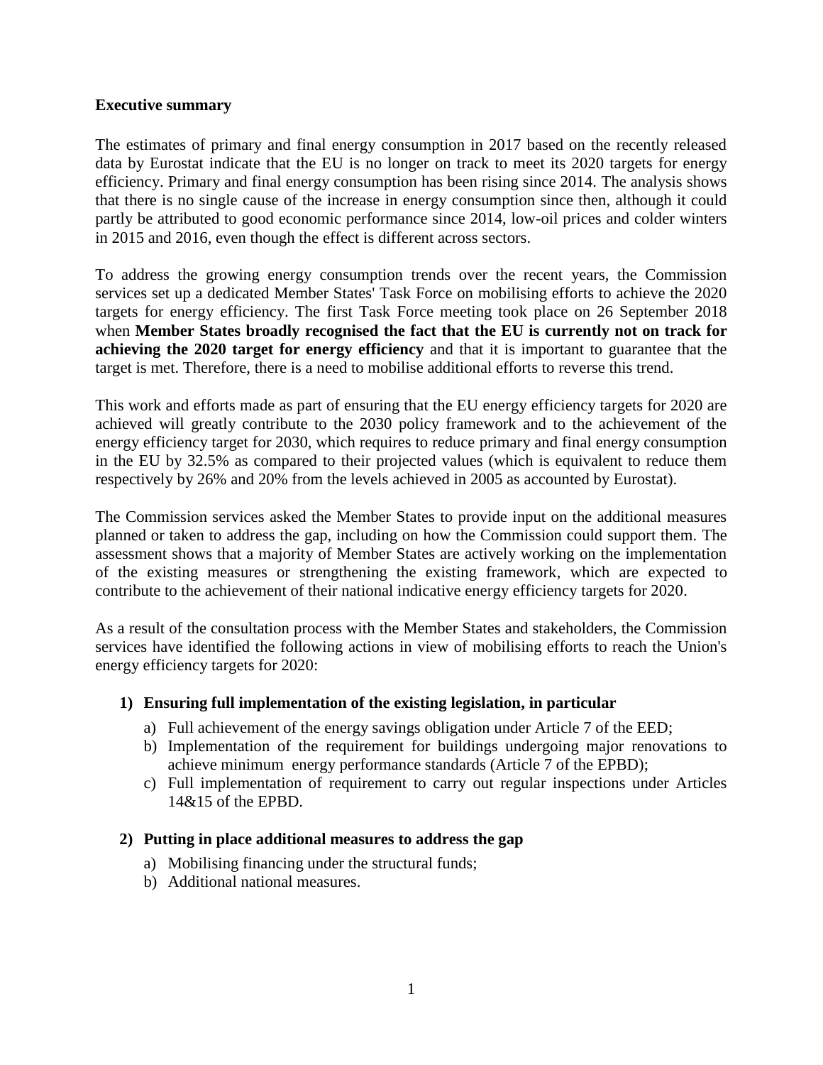**Executive summary**

The estimates of primary and final energy consumption in 2017 based on the recently released data by Eurostat indicate that the EU is no longer on track to meet its 2020 targets for energy efficiency. Primary and final energy consumption has been rising since 2014. The analysis shows that there is no single cause of the increase in energy consumption since then, although it could partly be attributed to good economic performance since 2014, low-oil prices and colder winters in 2015 and 2016, even though the effect is different across sectors.

To address the growing energy consumption trends over the recent years, the Commission services set up a dedicated Member States' Task Force on mobilising efforts to achieve the 2020 targets for energy efficiency. The first Task Force meeting took place on 26 September 2018 when **Member States broadly recognised the fact that the EU is currently not on track for achieving the 2020 target for energy efficiency** and that it is important to guarantee that the target is met. Therefore, there is a need to mobilise additional efforts to reverse this trend.

This work and efforts made as part of ensuring that the EU energy efficiency targets for 2020 are achieved will greatly contribute to the 2030 policy framework and to the achievement of the energy efficiency target for 2030, which requires to reduce primary and final energy consumption in the EU by 32.5% as compared to their projected values (which is equivalent to reduce them respectively by 26% and 20% from the levels achieved in 2005 as accounted by Eurostat).

The Commission services asked the Member States to provide input on the additional measures planned or taken to address the gap, including on how the Commission could support them. The assessment shows that a majority of Member States are actively working on the implementation of the existing measures or strengthening the existing framework, which are expected to contribute to the achievement of their national indicative energy efficiency targets for 2020.

As a result of the consultation process with the Member States and stakeholders, the Commission services have identified the following actions in view of mobilising efforts to reach the Union's energy efficiency targets for 2020:

1) **Ensuring full implementation of the existing legislation, in particular**
   a) Full achievement of the energy savings obligation under Article 7 of the EED;
   b) Implementation of the requirement for buildings undergoing major renovations to achieve minimum energy performance standards (Article 7 of the EPBD);
   c) Full implementation of requirement to carry out regular inspections under Articles 14&15 of the EPBD.

2) **Putting in place additional measures to address the gap**
   a) Mobilising financing under the structural funds;
   b) Additional national measures.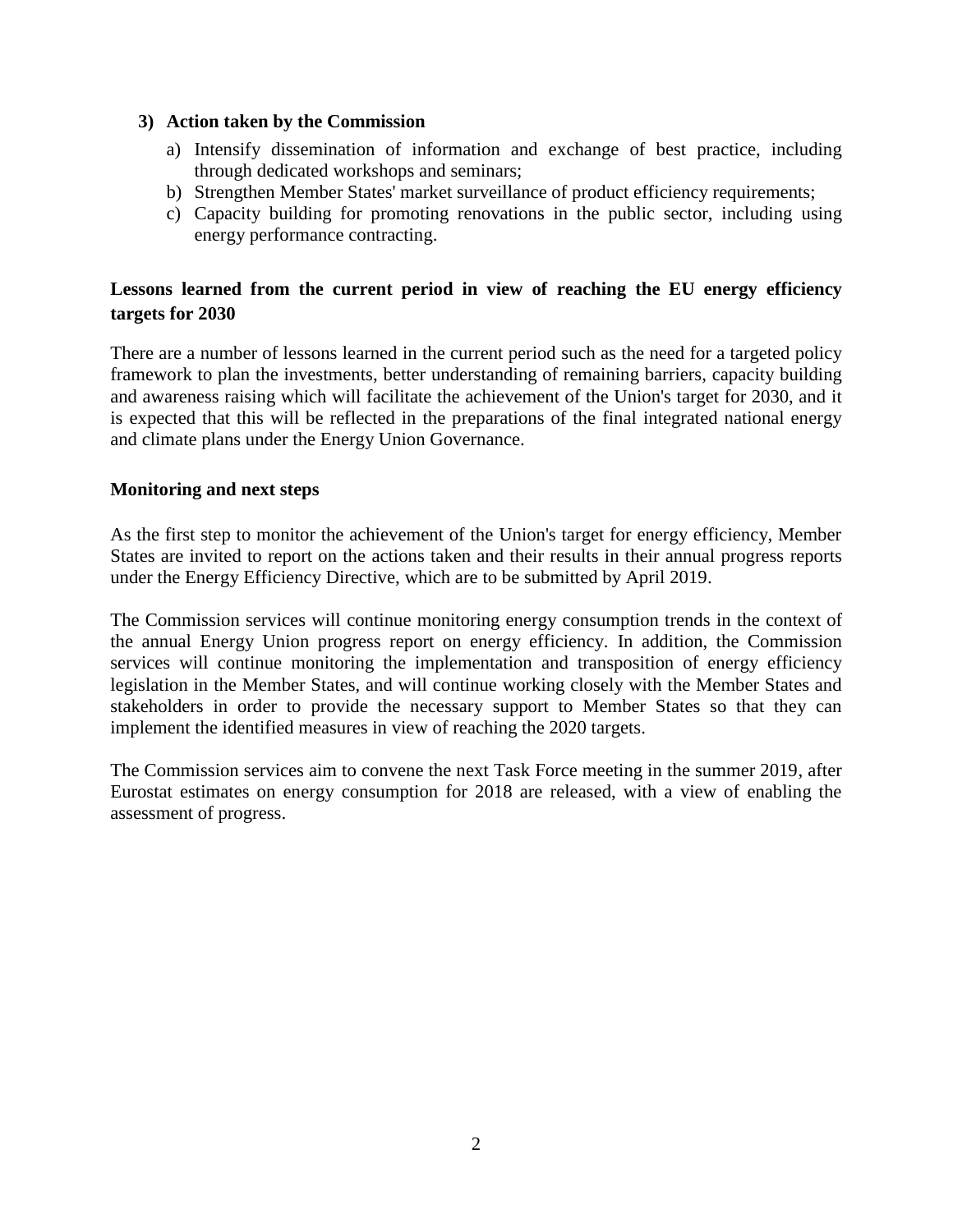**3) Action taken by the Commission**

a) Intensify dissemination of information and exchange of best practice, including through dedicated workshops and seminars;
b) Strengthen Member States' market surveillance of product efficiency requirements;
c) Capacity building for promoting renovations in the public sector, including using energy performance contracting.

**Lessons learned from the current period in view of reaching the EU energy efficiency targets for 2030**

There are a number of lessons learned in the current period such as the need for a targeted policy framework to plan the investments, better understanding of remaining barriers, capacity building and awareness raising which will facilitate the achievement of the Union's target for 2030, and it is expected that this will be reflected in the preparations of the final integrated national energy and climate plans under the Energy Union Governance.

**Monitoring and next steps**

As the first step to monitor the achievement of the Union's target for energy efficiency, Member States are invited to report on the actions taken and their results in their annual progress reports under the Energy Efficiency Directive, which are to be submitted by April 2019.

The Commission services will continue monitoring energy consumption trends in the context of the annual Energy Union progress report on energy efficiency. In addition, the Commission services will continue monitoring the implementation and transposition of energy efficiency legislation in the Member States, and will continue working closely with the Member States and stakeholders in order to provide the necessary support to Member States so that they can implement the identified measures in view of reaching the 2020 targets.

The Commission services aim to convene the next Task Force meeting in the summer 2019, after Eurostat estimates on energy consumption for 2018 are released, with a view of enabling the assessment of progress.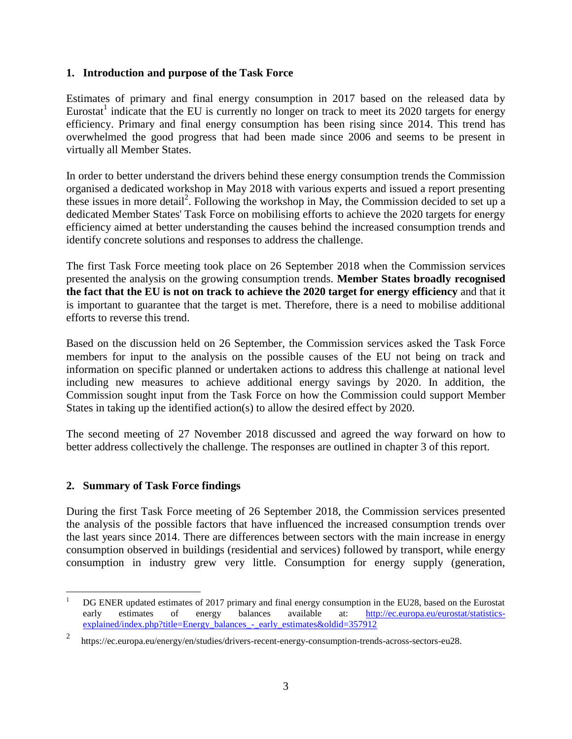## 1. Introduction and purpose of the Task Force

Estimates of primary and final energy consumption in 2017 based on the released data by Eurostat[1] indicate that the EU is currently no longer on track to meet its 2020 targets for energy efficiency. Primary and final energy consumption has been rising since 2014. This trend has overwhelmed the good progress that had been made since 2006 and seems to be present in virtually all Member States.

In order to better understand the drivers behind these energy consumption trends the Commission organised a dedicated workshop in May 2018 with various experts and issued a report presenting these issues in more detail[2]. Following the workshop in May, the Commission decided to set up a dedicated Member States' Task Force on mobilising efforts to achieve the 2020 targets for energy efficiency aimed at better understanding the causes behind the increased consumption trends and identify concrete solutions and responses to address the challenge.

The first Task Force meeting took place on 26 September 2018 when the Commission services presented the analysis on the growing consumption trends. **Member States broadly recognised the fact that the EU is not on track to achieve the 2020 target for energy efficiency** and that it is important to guarantee that the target is met. Therefore, there is a need to mobilise additional efforts to reverse this trend.

Based on the discussion held on 26 September, the Commission services asked the Task Force members for input to the analysis on the possible causes of the EU not being on track and information on specific planned or undertaken actions to address this challenge at national level including new measures to achieve additional energy savings by 2020. In addition, the Commission sought input from the Task Force on how the Commission could support Member States in taking up the identified action(s) to allow the desired effect by 2020.

The second meeting of 27 November 2018 discussed and agreed the way forward on how to better address collectively the challenge. The responses are outlined in chapter 3 of this report.

## 2. Summary of Task Force findings

During the first Task Force meeting of 26 September 2018, the Commission services presented the analysis of the possible factors that have influenced the increased consumption trends over the last years since 2014. There are differences between sectors with the main increase in energy consumption observed in buildings (residential and services) followed by transport, while energy consumption in industry grew very little. Consumption for energy supply (generation,

---

[1] DG ENER updated estimates of 2017 primary and final energy consumption in the EU28, based on the Eurostat early estimates of energy balances available at: http://ec.europa.eu/eurostat/statistics-explained/index.php?title=Energy_balances_-_early_estimates&oldid=357912

[2] https://ec.europa.eu/energy/en/studies/drivers-recent-energy-consumption-trends-across-sectors-eu28.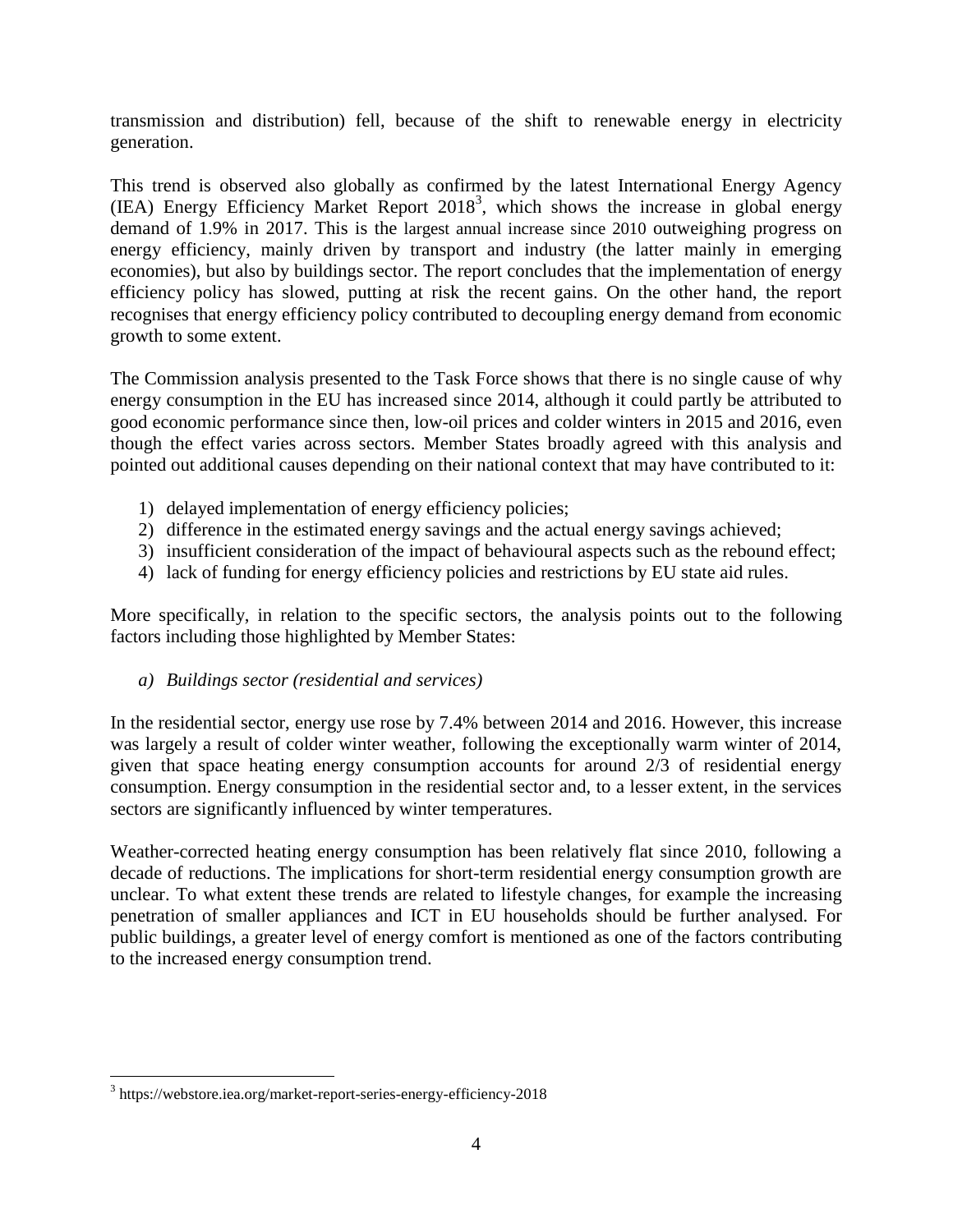transmission and distribution) fell, because of the shift to renewable energy in electricity generation.

This trend is observed also globally as confirmed by the latest International Energy Agency (IEA) Energy Efficiency Market Report 2018[3], which shows the increase in global energy demand of 1.9% in 2017. This is the largest annual increase since 2010 outweighing progress on energy efficiency, mainly driven by transport and industry (the latter mainly in emerging economies), but also by buildings sector. The report concludes that the implementation of energy efficiency policy has slowed, putting at risk the recent gains. On the other hand, the report recognises that energy efficiency policy contributed to decoupling energy demand from economic growth to some extent.

The Commission analysis presented to the Task Force shows that there is no single cause of why energy consumption in the EU has increased since 2014, although it could partly be attributed to good economic performance since then, low-oil prices and colder winters in 2015 and 2016, even though the effect varies across sectors. Member States broadly agreed with this analysis and pointed out additional causes depending on their national context that may have contributed to it:

1) delayed implementation of energy efficiency policies;
2) difference in the estimated energy savings and the actual energy savings achieved;
3) insufficient consideration of the impact of behavioural aspects such as the rebound effect;
4) lack of funding for energy efficiency policies and restrictions by EU state aid rules.

More specifically, in relation to the specific sectors, the analysis points out to the following factors including those highlighted by Member States:

*a) Buildings sector (residential and services)*

In the residential sector, energy use rose by 7.4% between 2014 and 2016. However, this increase was largely a result of colder winter weather, following the exceptionally warm winter of 2014, given that space heating energy consumption accounts for around 2/3 of residential energy consumption. Energy consumption in the residential sector and, to a lesser extent, in the services sectors are significantly influenced by winter temperatures.

Weather-corrected heating energy consumption has been relatively flat since 2010, following a decade of reductions. The implications for short-term residential energy consumption growth are unclear. To what extent these trends are related to lifestyle changes, for example the increasing penetration of smaller appliances and ICT in EU households should be further analysed. For public buildings, a greater level of energy comfort is mentioned as one of the factors contributing to the increased energy consumption trend.

[3] https://webstore.iea.org/market-report-series-energy-efficiency-2018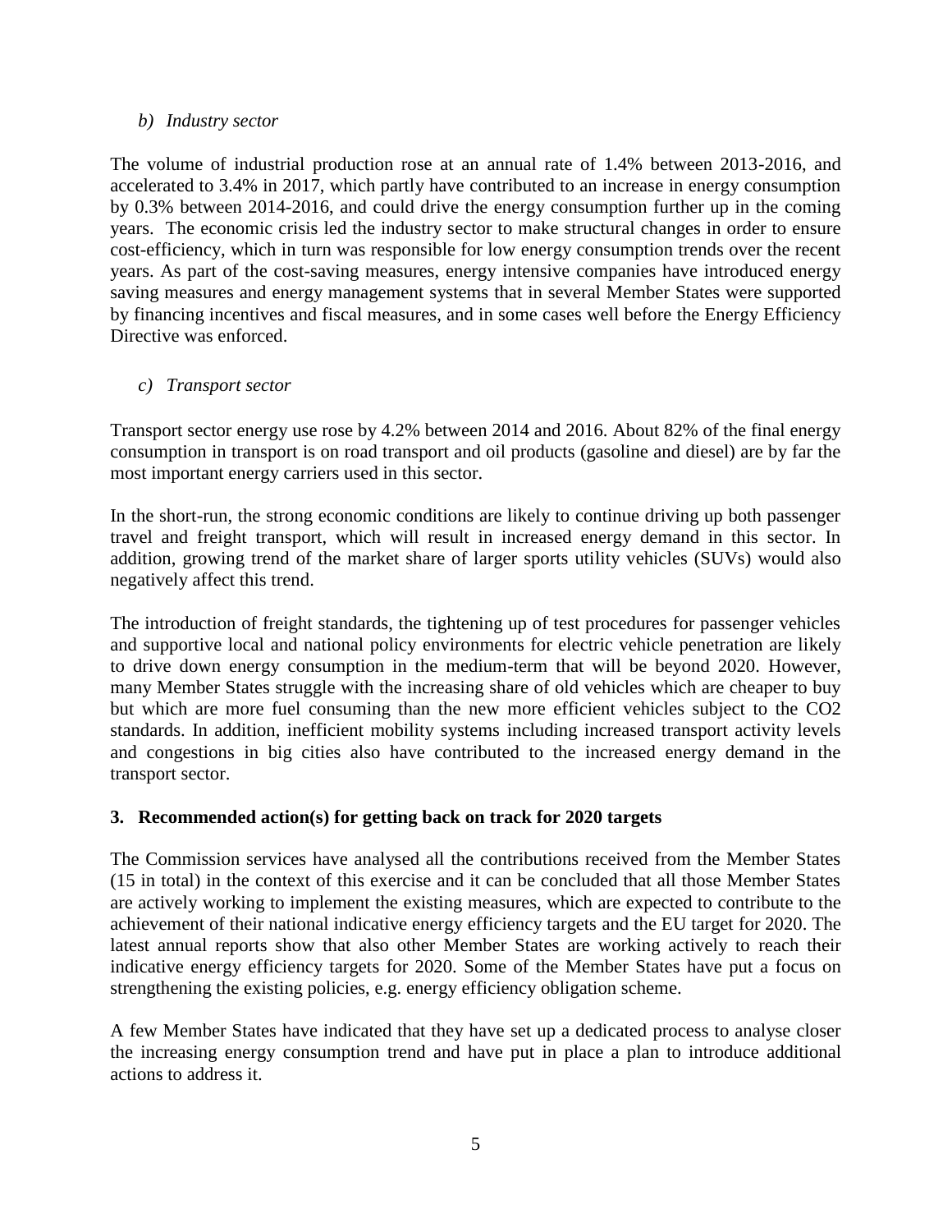*b) Industry sector*

The volume of industrial production rose at an annual rate of 1.4% between 2013-2016, and accelerated to 3.4% in 2017, which partly have contributed to an increase in energy consumption by 0.3% between 2014-2016, and could drive the energy consumption further up in the coming years. The economic crisis led the industry sector to make structural changes in order to ensure cost-efficiency, which in turn was responsible for low energy consumption trends over the recent years. As part of the cost-saving measures, energy intensive companies have introduced energy saving measures and energy management systems that in several Member States were supported by financing incentives and fiscal measures, and in some cases well before the Energy Efficiency Directive was enforced.

*c) Transport sector*

Transport sector energy use rose by 4.2% between 2014 and 2016. About 82% of the final energy consumption in transport is on road transport and oil products (gasoline and diesel) are by far the most important energy carriers used in this sector.

In the short-run, the strong economic conditions are likely to continue driving up both passenger travel and freight transport, which will result in increased energy demand in this sector. In addition, growing trend of the market share of larger sports utility vehicles (SUVs) would also negatively affect this trend.

The introduction of freight standards, the tightening up of test procedures for passenger vehicles and supportive local and national policy environments for electric vehicle penetration are likely to drive down energy consumption in the medium-term that will be beyond 2020. However, many Member States struggle with the increasing share of old vehicles which are cheaper to buy but which are more fuel consuming than the new more efficient vehicles subject to the $CO_2$ standards. In addition, inefficient mobility systems including increased transport activity levels and congestions in big cities also have contributed to the increased energy demand in the transport sector.

## 3. Recommended action(s) for getting back on track for 2020 targets

The Commission services have analysed all the contributions received from the Member States (15 in total) in the context of this exercise and it can be concluded that all those Member States are actively working to implement the existing measures, which are expected to contribute to the achievement of their national indicative energy efficiency targets and the EU target for 2020. The latest annual reports show that also other Member States are working actively to reach their indicative energy efficiency targets for 2020. Some of the Member States have put a focus on strengthening the existing policies, e.g. energy efficiency obligation scheme.

A few Member States have indicated that they have set up a dedicated process to analyse closer the increasing energy consumption trend and have put in place a plan to introduce additional actions to address it.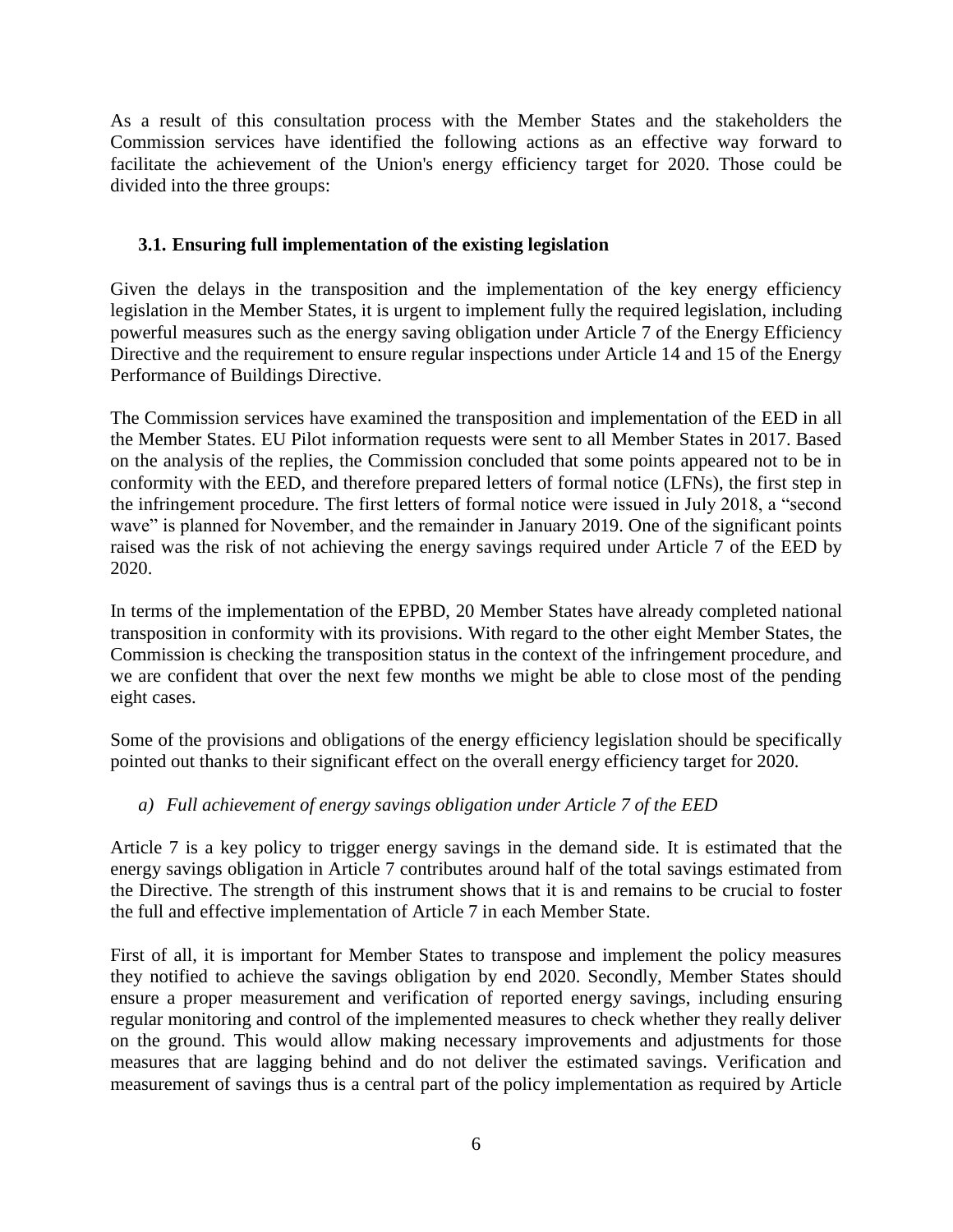As a result of this consultation process with the Member States and the stakeholders the Commission services have identified the following actions as an effective way forward to facilitate the achievement of the Union's energy efficiency target for 2020. Those could be divided into the three groups:

### 3.1. Ensuring full implementation of the existing legislation

Given the delays in the transposition and the implementation of the key energy efficiency legislation in the Member States, it is urgent to implement fully the required legislation, including powerful measures such as the energy saving obligation under Article 7 of the Energy Efficiency Directive and the requirement to ensure regular inspections under Article 14 and 15 of the Energy Performance of Buildings Directive.

The Commission services have examined the transposition and implementation of the EED in all the Member States. EU Pilot information requests were sent to all Member States in 2017. Based on the analysis of the replies, the Commission concluded that some points appeared not to be in conformity with the EED, and therefore prepared letters of formal notice (LFNs), the first step in the infringement procedure. The first letters of formal notice were issued in July 2018, a "second wave" is planned for November, and the remainder in January 2019. One of the significant points raised was the risk of not achieving the energy savings required under Article 7 of the EED by 2020.

In terms of the implementation of the EPBD, 20 Member States have already completed national transposition in conformity with its provisions. With regard to the other eight Member States, the Commission is checking the transposition status in the context of the infringement procedure, and we are confident that over the next few months we might be able to close most of the pending eight cases.

Some of the provisions and obligations of the energy efficiency legislation should be specifically pointed out thanks to their significant effect on the overall energy efficiency target for 2020.

*a) Full achievement of energy savings obligation under Article 7 of the EED*

Article 7 is a key policy to trigger energy savings in the demand side. It is estimated that the energy savings obligation in Article 7 contributes around half of the total savings estimated from the Directive. The strength of this instrument shows that it is and remains to be crucial to foster the full and effective implementation of Article 7 in each Member State.

First of all, it is important for Member States to transpose and implement the policy measures they notified to achieve the savings obligation by end 2020. Secondly, Member States should ensure a proper measurement and verification of reported energy savings, including ensuring regular monitoring and control of the implemented measures to check whether they really deliver on the ground. This would allow making necessary improvements and adjustments for those measures that are lagging behind and do not deliver the estimated savings. Verification and measurement of savings thus is a central part of the policy implementation as required by Article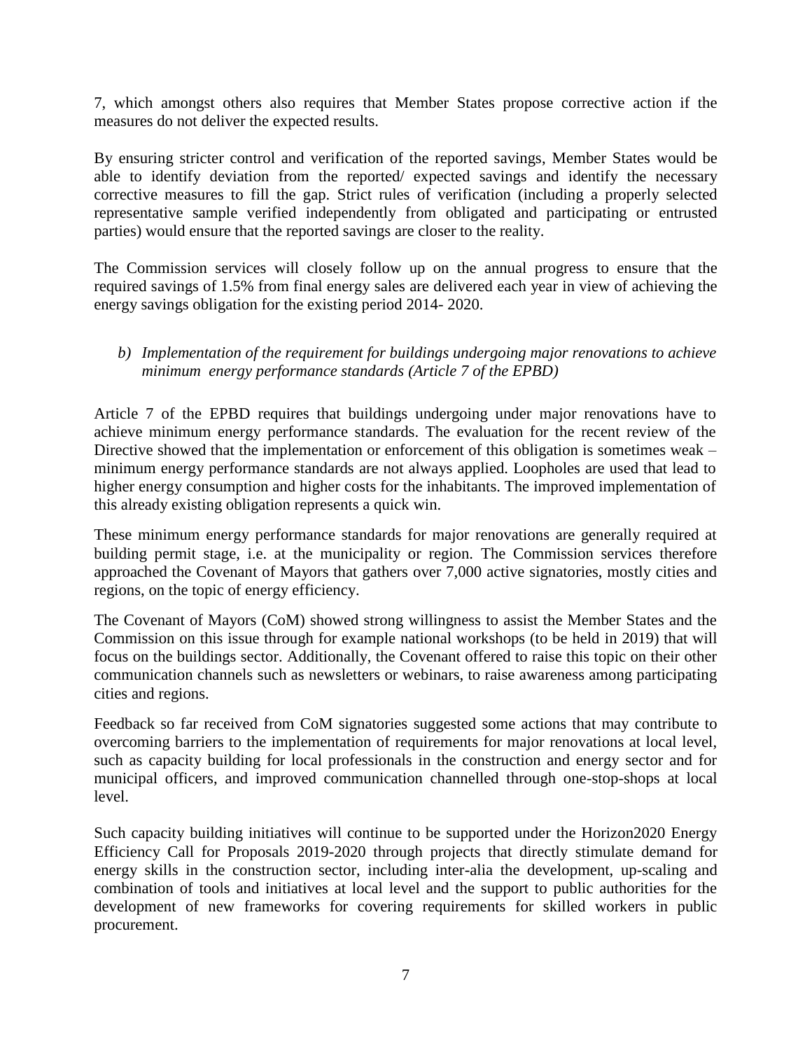7, which amongst others also requires that Member States propose corrective action if the measures do not deliver the expected results.

By ensuring stricter control and verification of the reported savings, Member States would be able to identify deviation from the reported/ expected savings and identify the necessary corrective measures to fill the gap. Strict rules of verification (including a properly selected representative sample verified independently from obligated and participating or entrusted parties) would ensure that the reported savings are closer to the reality.

The Commission services will closely follow up on the annual progress to ensure that the required savings of 1.5% from final energy sales are delivered each year in view of achieving the energy savings obligation for the existing period 2014- 2020.

*b) Implementation of the requirement for buildings undergoing major renovations to achieve minimum energy performance standards (Article 7 of the EPBD)*

Article 7 of the EPBD requires that buildings undergoing under major renovations have to achieve minimum energy performance standards. The evaluation for the recent review of the Directive showed that the implementation or enforcement of this obligation is sometimes weak – minimum energy performance standards are not always applied. Loopholes are used that lead to higher energy consumption and higher costs for the inhabitants. The improved implementation of this already existing obligation represents a quick win.

These minimum energy performance standards for major renovations are generally required at building permit stage, i.e. at the municipality or region. The Commission services therefore approached the Covenant of Mayors that gathers over 7,000 active signatories, mostly cities and regions, on the topic of energy efficiency.

The Covenant of Mayors (CoM) showed strong willingness to assist the Member States and the Commission on this issue through for example national workshops (to be held in 2019) that will focus on the buildings sector. Additionally, the Covenant offered to raise this topic on their other communication channels such as newsletters or webinars, to raise awareness among participating cities and regions.

Feedback so far received from CoM signatories suggested some actions that may contribute to overcoming barriers to the implementation of requirements for major renovations at local level, such as capacity building for local professionals in the construction and energy sector and for municipal officers, and improved communication channelled through one-stop-shops at local level.

Such capacity building initiatives will continue to be supported under the Horizon2020 Energy Efficiency Call for Proposals 2019-2020 through projects that directly stimulate demand for energy skills in the construction sector, including inter-alia the development, up-scaling and combination of tools and initiatives at local level and the support to public authorities for the development of new frameworks for covering requirements for skilled workers in public procurement.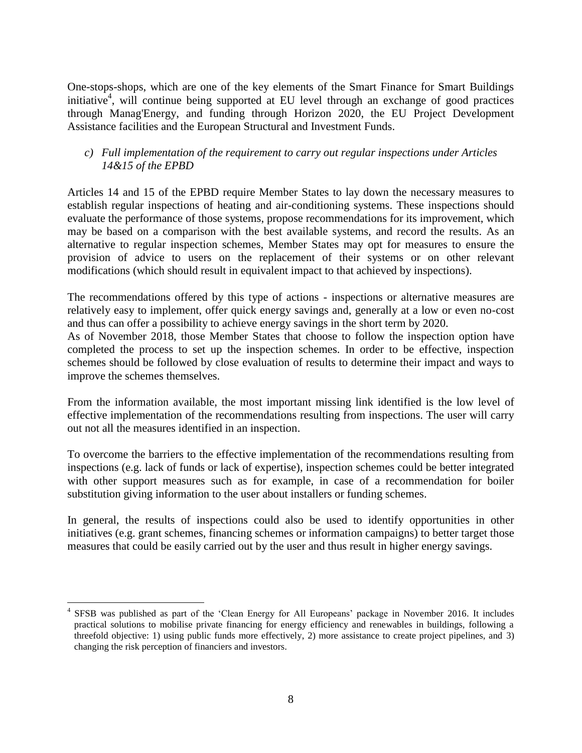One-stops-shops, which are one of the key elements of the Smart Finance for Smart Buildings initiative[4], will continue being supported at EU level through an exchange of good practices through Manag'Energy, and funding through Horizon 2020, the EU Project Development Assistance facilities and the European Structural and Investment Funds.

*c) Full implementation of the requirement to carry out regular inspections under Articles 14&15 of the EPBD*

Articles 14 and 15 of the EPBD require Member States to lay down the necessary measures to establish regular inspections of heating and air-conditioning systems. These inspections should evaluate the performance of those systems, propose recommendations for its improvement, which may be based on a comparison with the best available systems, and record the results. As an alternative to regular inspection schemes, Member States may opt for measures to ensure the provision of advice to users on the replacement of their systems or on other relevant modifications (which should result in equivalent impact to that achieved by inspections).

The recommendations offered by this type of actions - inspections or alternative measures are relatively easy to implement, offer quick energy savings and, generally at a low or even no-cost and thus can offer a possibility to achieve energy savings in the short term by 2020.
As of November 2018, those Member States that choose to follow the inspection option have completed the process to set up the inspection schemes. In order to be effective, inspection schemes should be followed by close evaluation of results to determine their impact and ways to improve the schemes themselves.

From the information available, the most important missing link identified is the low level of effective implementation of the recommendations resulting from inspections. The user will carry out not all the measures identified in an inspection.

To overcome the barriers to the effective implementation of the recommendations resulting from inspections (e.g. lack of funds or lack of expertise), inspection schemes could be better integrated with other support measures such as for example, in case of a recommendation for boiler substitution giving information to the user about installers or funding schemes.

In general, the results of inspections could also be used to identify opportunities in other initiatives (e.g. grant schemes, financing schemes or information campaigns) to better target those measures that could be easily carried out by the user and thus result in higher energy savings.

---

[4] SFSB was published as part of the 'Clean Energy for All Europeans' package in November 2016. It includes practical solutions to mobilise private financing for energy efficiency and renewables in buildings, following a threefold objective: 1) using public funds more effectively, 2) more assistance to create project pipelines, and 3) changing the risk perception of financiers and investors.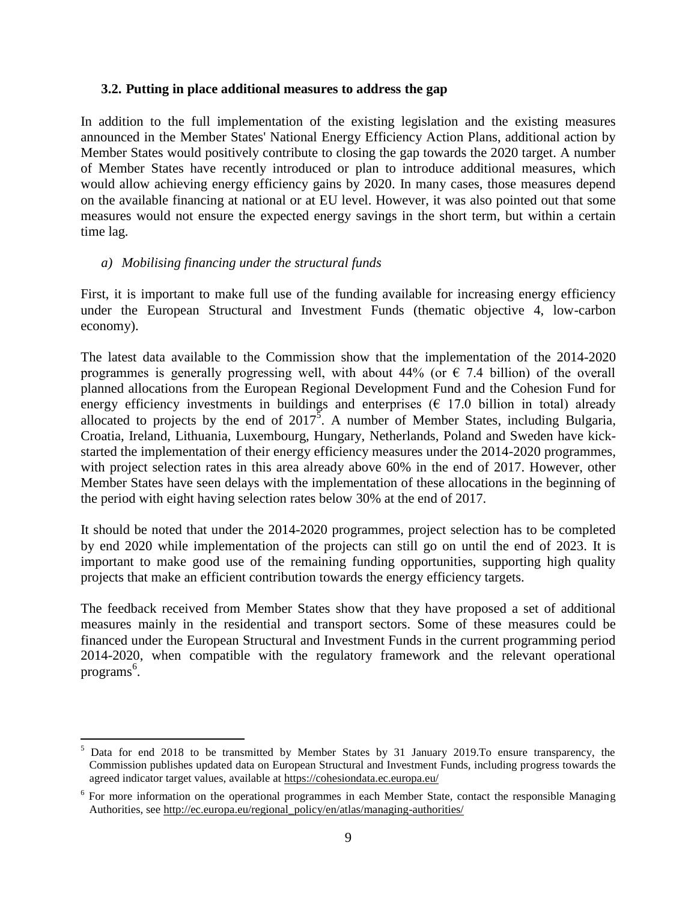### 3.2. Putting in place additional measures to address the gap

In addition to the full implementation of the existing legislation and the existing measures announced in the Member States' National Energy Efficiency Action Plans, additional action by Member States would positively contribute to closing the gap towards the 2020 target. A number of Member States have recently introduced or plan to introduce additional measures, which would allow achieving energy efficiency gains by 2020. In many cases, those measures depend on the available financing at national or at EU level. However, it was also pointed out that some measures would not ensure the expected energy savings in the short term, but within a certain time lag.

*a) Mobilising financing under the structural funds*

First, it is important to make full use of the funding available for increasing energy efficiency under the European Structural and Investment Funds (thematic objective 4, low-carbon economy).

The latest data available to the Commission show that the implementation of the 2014-2020 programmes is generally progressing well, with about 44% (or € 7.4 billion) of the overall planned allocations from the European Regional Development Fund and the Cohesion Fund for energy efficiency investments in buildings and enterprises (€ 17.0 billion in total) already allocated to projects by the end of 2017[5]. A number of Member States, including Bulgaria, Croatia, Ireland, Lithuania, Luxembourg, Hungary, Netherlands, Poland and Sweden have kick-started the implementation of their energy efficiency measures under the 2014-2020 programmes, with project selection rates in this area already above 60% in the end of 2017. However, other Member States have seen delays with the implementation of these allocations in the beginning of the period with eight having selection rates below 30% at the end of 2017.

It should be noted that under the 2014-2020 programmes, project selection has to be completed by end 2020 while implementation of the projects can still go on until the end of 2023. It is important to make good use of the remaining funding opportunities, supporting high quality projects that make an efficient contribution towards the energy efficiency targets.

The feedback received from Member States show that they have proposed a set of additional measures mainly in the residential and transport sectors. Some of these measures could be financed under the European Structural and Investment Funds in the current programming period 2014-2020, when compatible with the regulatory framework and the relevant operational programs[6].

---

[5] Data for end 2018 to be transmitted by Member States by 31 January 2019.To ensure transparency, the Commission publishes updated data on European Structural and Investment Funds, including progress towards the agreed indicator target values, available at https://cohesiondata.ec.europa.eu/

[6] For more information on the operational programmes in each Member State, contact the responsible Managing Authorities, see http://ec.europa.eu/regional_policy/en/atlas/managing-authorities/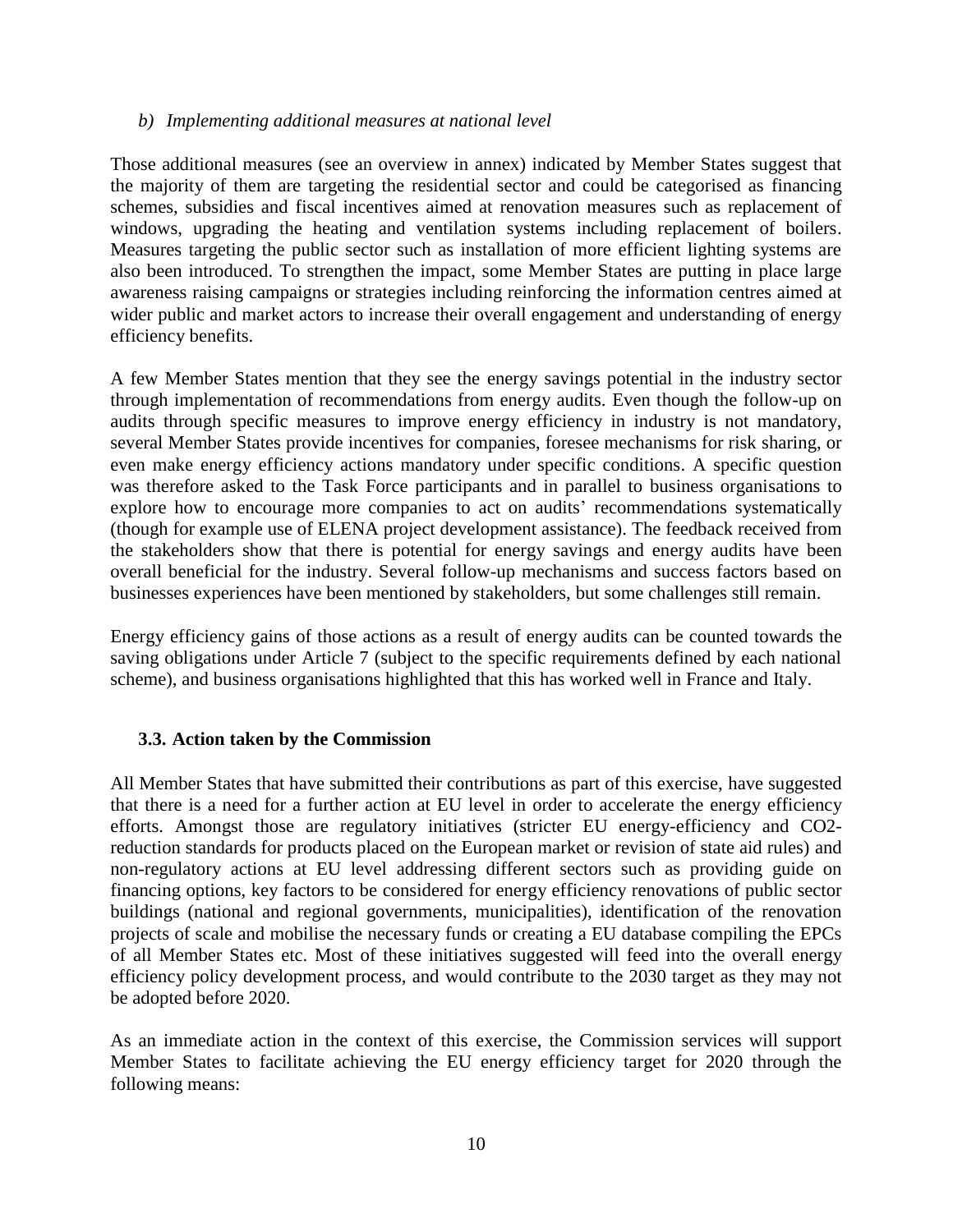*b) Implementing additional measures at national level*

Those additional measures (see an overview in annex) indicated by Member States suggest that the majority of them are targeting the residential sector and could be categorised as financing schemes, subsidies and fiscal incentives aimed at renovation measures such as replacement of windows, upgrading the heating and ventilation systems including replacement of boilers. Measures targeting the public sector such as installation of more efficient lighting systems are also been introduced. To strengthen the impact, some Member States are putting in place large awareness raising campaigns or strategies including reinforcing the information centres aimed at wider public and market actors to increase their overall engagement and understanding of energy efficiency benefits.

A few Member States mention that they see the energy savings potential in the industry sector through implementation of recommendations from energy audits. Even though the follow-up on audits through specific measures to improve energy efficiency in industry is not mandatory, several Member States provide incentives for companies, foresee mechanisms for risk sharing, or even make energy efficiency actions mandatory under specific conditions. A specific question was therefore asked to the Task Force participants and in parallel to business organisations to explore how to encourage more companies to act on audits' recommendations systematically (though for example use of ELENA project development assistance). The feedback received from the stakeholders show that there is potential for energy savings and energy audits have been overall beneficial for the industry. Several follow-up mechanisms and success factors based on businesses experiences have been mentioned by stakeholders, but some challenges still remain.

Energy efficiency gains of those actions as a result of energy audits can be counted towards the saving obligations under Article 7 (subject to the specific requirements defined by each national scheme), and business organisations highlighted that this has worked well in France and Italy.

### 3.3. Action taken by the Commission

All Member States that have submitted their contributions as part of this exercise, have suggested that there is a need for a further action at EU level in order to accelerate the energy efficiency efforts. Amongst those are regulatory initiatives (stricter EU energy-efficiency and $CO_2$-reduction standards for products placed on the European market or revision of state aid rules) and non-regulatory actions at EU level addressing different sectors such as providing guide on financing options, key factors to be considered for energy efficiency renovations of public sector buildings (national and regional governments, municipalities), identification of the renovation projects of scale and mobilise the necessary funds or creating a EU database compiling the EPCs of all Member States etc. Most of these initiatives suggested will feed into the overall energy efficiency policy development process, and would contribute to the 2030 target as they may not be adopted before 2020.

As an immediate action in the context of this exercise, the Commission services will support Member States to facilitate achieving the EU energy efficiency target for 2020 through the following means: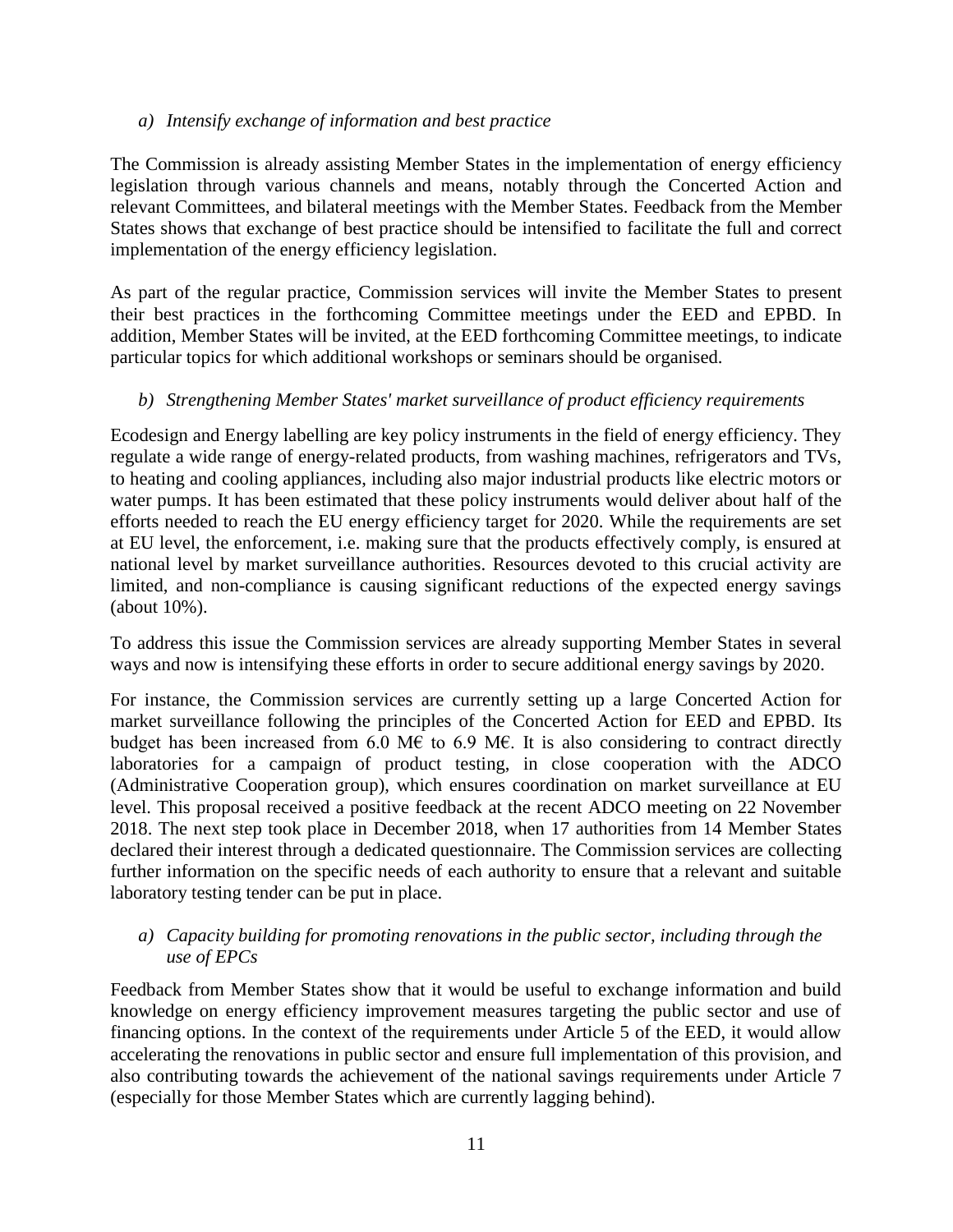*a) Intensify exchange of information and best practice*

The Commission is already assisting Member States in the implementation of energy efficiency legislation through various channels and means, notably through the Concerted Action and relevant Committees, and bilateral meetings with the Member States. Feedback from the Member States shows that exchange of best practice should be intensified to facilitate the full and correct implementation of the energy efficiency legislation.

As part of the regular practice, Commission services will invite the Member States to present their best practices in the forthcoming Committee meetings under the EED and EPBD. In addition, Member States will be invited, at the EED forthcoming Committee meetings, to indicate particular topics for which additional workshops or seminars should be organised.

*b) Strengthening Member States' market surveillance of product efficiency requirements*

Ecodesign and Energy labelling are key policy instruments in the field of energy efficiency. They regulate a wide range of energy-related products, from washing machines, refrigerators and TVs, to heating and cooling appliances, including also major industrial products like electric motors or water pumps. It has been estimated that these policy instruments would deliver about half of the efforts needed to reach the EU energy efficiency target for 2020. While the requirements are set at EU level, the enforcement, i.e. making sure that the products effectively comply, is ensured at national level by market surveillance authorities. Resources devoted to this crucial activity are limited, and non-compliance is causing significant reductions of the expected energy savings (about 10%).

To address this issue the Commission services are already supporting Member States in several ways and now is intensifying these efforts in order to secure additional energy savings by 2020.

For instance, the Commission services are currently setting up a large Concerted Action for market surveillance following the principles of the Concerted Action for EED and EPBD. Its budget has been increased from 6.0 M€ to 6.9 M€. It is also considering to contract directly laboratories for a campaign of product testing, in close cooperation with the ADCO (Administrative Cooperation group), which ensures coordination on market surveillance at EU level. This proposal received a positive feedback at the recent ADCO meeting on 22 November 2018. The next step took place in December 2018, when 17 authorities from 14 Member States declared their interest through a dedicated questionnaire. The Commission services are collecting further information on the specific needs of each authority to ensure that a relevant and suitable laboratory testing tender can be put in place.

*a) Capacity building for promoting renovations in the public sector, including through the use of EPCs*

Feedback from Member States show that it would be useful to exchange information and build knowledge on energy efficiency improvement measures targeting the public sector and use of financing options. In the context of the requirements under Article 5 of the EED, it would allow accelerating the renovations in public sector and ensure full implementation of this provision, and also contributing towards the achievement of the national savings requirements under Article 7 (especially for those Member States which are currently lagging behind).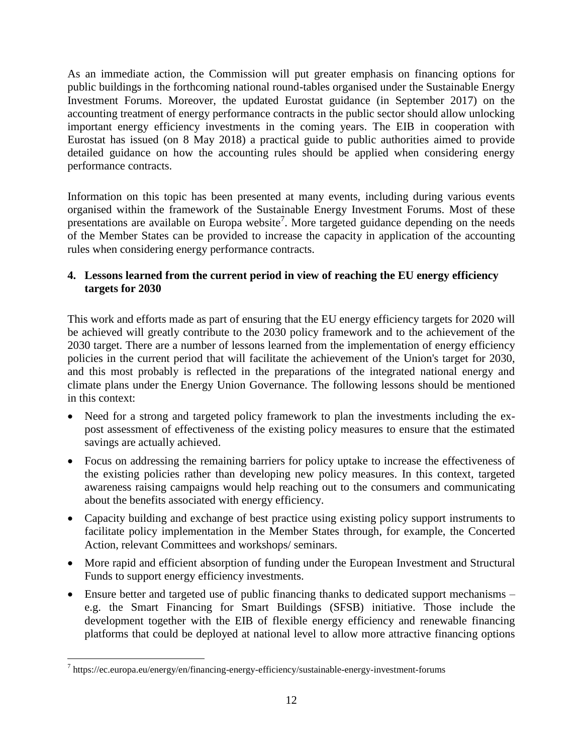As an immediate action, the Commission will put greater emphasis on financing options for public buildings in the forthcoming national round-tables organised under the Sustainable Energy Investment Forums. Moreover, the updated Eurostat guidance (in September 2017) on the accounting treatment of energy performance contracts in the public sector should allow unlocking important energy efficiency investments in the coming years. The EIB in cooperation with Eurostat has issued (on 8 May 2018) a practical guide to public authorities aimed to provide detailed guidance on how the accounting rules should be applied when considering energy performance contracts.

Information on this topic has been presented at many events, including during various events organised within the framework of the Sustainable Energy Investment Forums. Most of these presentations are available on Europa website[7]. More targeted guidance depending on the needs of the Member States can be provided to increase the capacity in application of the accounting rules when considering energy performance contracts.

## 4. Lessons learned from the current period in view of reaching the EU energy efficiency targets for 2030

This work and efforts made as part of ensuring that the EU energy efficiency targets for 2020 will be achieved will greatly contribute to the 2030 policy framework and to the achievement of the 2030 target. There are a number of lessons learned from the implementation of energy efficiency policies in the current period that will facilitate the achievement of the Union's target for 2030, and this most probably is reflected in the preparations of the integrated national energy and climate plans under the Energy Union Governance. The following lessons should be mentioned in this context:

- Need for a strong and targeted policy framework to plan the investments including the ex-post assessment of effectiveness of the existing policy measures to ensure that the estimated savings are actually achieved.
- Focus on addressing the remaining barriers for policy uptake to increase the effectiveness of the existing policies rather than developing new policy measures. In this context, targeted awareness raising campaigns would help reaching out to the consumers and communicating about the benefits associated with energy efficiency.
- Capacity building and exchange of best practice using existing policy support instruments to facilitate policy implementation in the Member States through, for example, the Concerted Action, relevant Committees and workshops/ seminars.
- More rapid and efficient absorption of funding under the European Investment and Structural Funds to support energy efficiency investments.
- Ensure better and targeted use of public financing thanks to dedicated support mechanisms – e.g. the Smart Financing for Smart Buildings (SFSB) initiative. Those include the development together with the EIB of flexible energy efficiency and renewable financing platforms that could be deployed at national level to allow more attractive financing options

---

[7] https://ec.europa.eu/energy/en/financing-energy-efficiency/sustainable-energy-investment-forums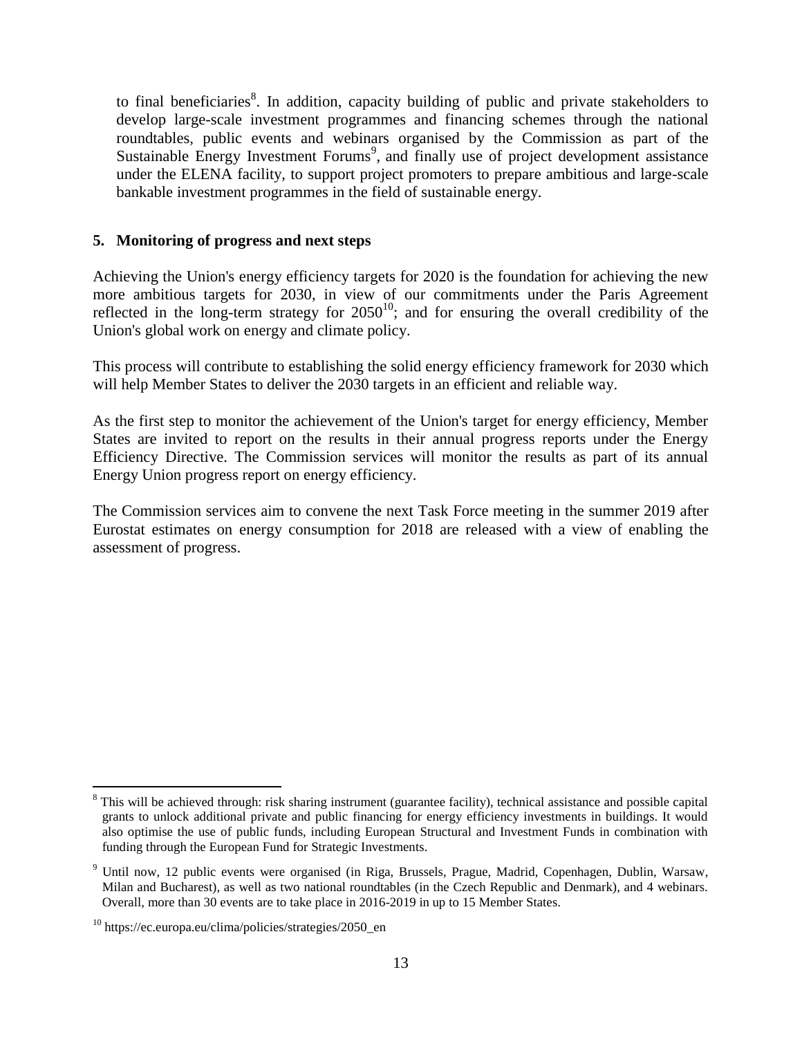to final beneficiaries[8]. In addition, capacity building of public and private stakeholders to develop large-scale investment programmes and financing schemes through the national roundtables, public events and webinars organised by the Commission as part of the Sustainable Energy Investment Forums[9], and finally use of project development assistance under the ELENA facility, to support project promoters to prepare ambitious and large-scale bankable investment programmes in the field of sustainable energy.

## 5. Monitoring of progress and next steps

Achieving the Union's energy efficiency targets for 2020 is the foundation for achieving the new more ambitious targets for 2030, in view of our commitments under the Paris Agreement reflected in the long-term strategy for 2050[10]; and for ensuring the overall credibility of the Union's global work on energy and climate policy.

This process will contribute to establishing the solid energy efficiency framework for 2030 which will help Member States to deliver the 2030 targets in an efficient and reliable way.

As the first step to monitor the achievement of the Union's target for energy efficiency, Member States are invited to report on the results in their annual progress reports under the Energy Efficiency Directive. The Commission services will monitor the results as part of its annual Energy Union progress report on energy efficiency.

The Commission services aim to convene the next Task Force meeting in the summer 2019 after Eurostat estimates on energy consumption for 2018 are released with a view of enabling the assessment of progress.

---

[8] This will be achieved through: risk sharing instrument (guarantee facility), technical assistance and possible capital grants to unlock additional private and public financing for energy efficiency investments in buildings. It would also optimise the use of public funds, including European Structural and Investment Funds in combination with funding through the European Fund for Strategic Investments.

[9] Until now, 12 public events were organised (in Riga, Brussels, Prague, Madrid, Copenhagen, Dublin, Warsaw, Milan and Bucharest), as well as two national roundtables (in the Czech Republic and Denmark), and 4 webinars. Overall, more than 30 events are to take place in 2016-2019 in up to 15 Member States.

[10] https://ec.europa.eu/clima/policies/strategies/2050_en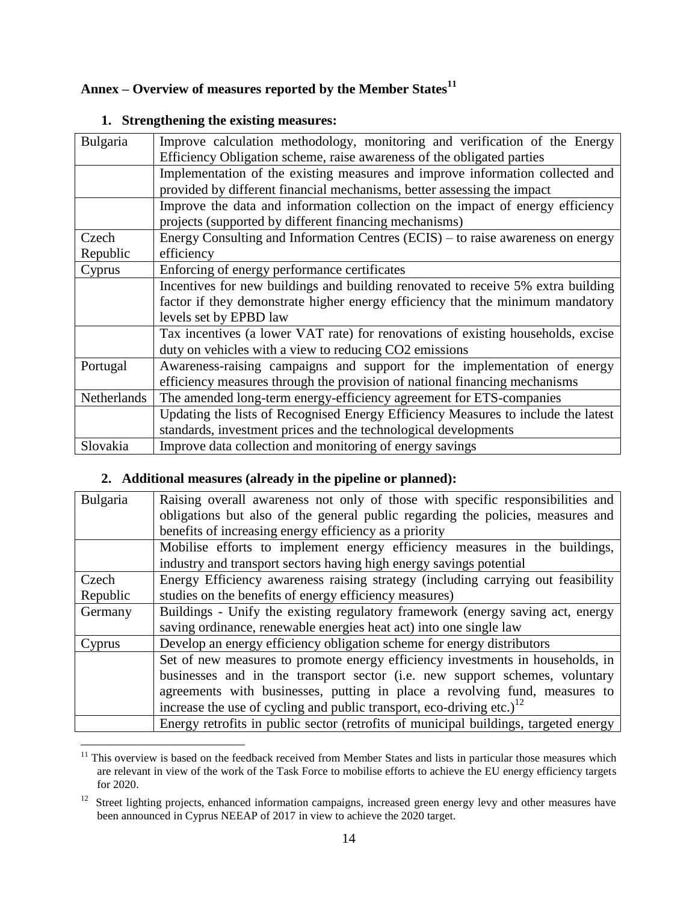## Annex – Overview of measures reported by the Member States[11]

### 1. Strengthening the existing measures:

| | |
|---|---|
| Bulgaria | Improve calculation methodology, monitoring and verification of the Energy Efficiency Obligation scheme, raise awareness of the obligated parties |
| | Implementation of the existing measures and improve information collected and provided by different financial mechanisms, better assessing the impact |
| | Improve the data and information collection on the impact of energy efficiency projects (supported by different financing mechanisms) |
| Czech Republic | Energy Consulting and Information Centres (ECIS) – to raise awareness on energy efficiency |
| Cyprus | Enforcing of energy performance certificates |
| | Incentives for new buildings and building renovated to receive 5% extra building factor if they demonstrate higher energy efficiency that the minimum mandatory levels set by EPBD law |
| | Tax incentives (a lower VAT rate) for renovations of existing households, excise duty on vehicles with a view to reducing CO2 emissions |
| Portugal | Awareness-raising campaigns and support for the implementation of energy efficiency measures through the provision of national financing mechanisms |
| Netherlands | The amended long-term energy-efficiency agreement for ETS-companies |
| | Updating the lists of Recognised Energy Efficiency Measures to include the latest standards, investment prices and the technological developments |
| Slovakia | Improve data collection and monitoring of energy savings |

### 2. Additional measures (already in the pipeline or planned):

| | |
|---|---|
| Bulgaria | Raising overall awareness not only of those with specific responsibilities and obligations but also of the general public regarding the policies, measures and benefits of increasing energy efficiency as a priority |
| | Mobilise efforts to implement energy efficiency measures in the buildings, industry and transport sectors having high energy savings potential |
| Czech Republic | Energy Efficiency awareness raising strategy (including carrying out feasibility studies on the benefits of energy efficiency measures) |
| Germany | Buildings - Unify the existing regulatory framework (energy saving act, energy saving ordinance, renewable energies heat act) into one single law |
| Cyprus | Develop an energy efficiency obligation scheme for energy distributors |
| | Set of new measures to promote energy efficiency investments in households, in businesses and in the transport sector (i.e. new support schemes, voluntary agreements with businesses, putting in place a revolving fund, measures to increase the use of cycling and public transport, eco-driving etc.)[12] |
| | Energy retrofits in public sector (retrofits of municipal buildings, targeted energy |

[11] This overview is based on the feedback received from Member States and lists in particular those measures which are relevant in view of the work of the Task Force to mobilise efforts to achieve the EU energy efficiency targets for 2020.

[12] Street lighting projects, enhanced information campaigns, increased green energy levy and other measures have been announced in Cyprus NEEAP of 2017 in view to achieve the 2020 target.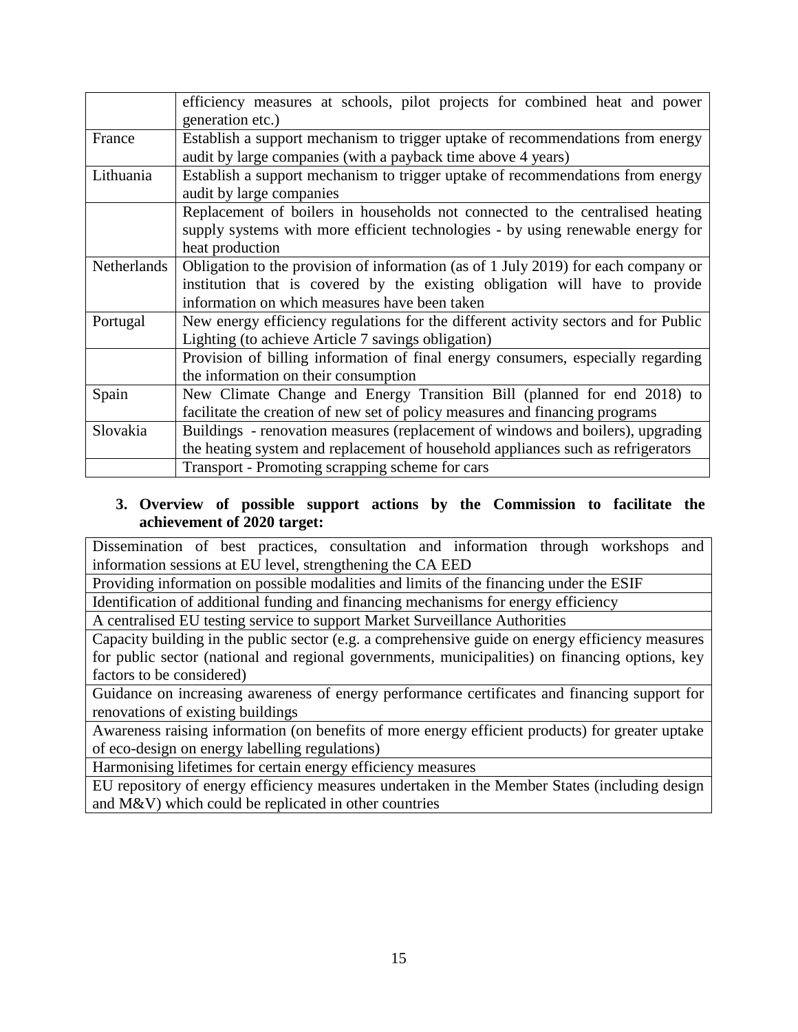| | |
|---|---|
| | efficiency measures at schools, pilot projects for combined heat and power generation etc.) |
| France | Establish a support mechanism to trigger uptake of recommendations from energy audit by large companies (with a payback time above 4 years) |
| Lithuania | Establish a support mechanism to trigger uptake of recommendations from energy audit by large companies |
| | Replacement of boilers in households not connected to the centralised heating supply systems with more efficient technologies - by using renewable energy for heat production |
| Netherlands | Obligation to the provision of information (as of 1 July 2019) for each company or institution that is covered by the existing obligation will have to provide information on which measures have been taken |
| Portugal | New energy efficiency regulations for the different activity sectors and for Public Lighting (to achieve Article 7 savings obligation) |
| | Provision of billing information of final energy consumers, especially regarding the information on their consumption |
| Spain | New Climate Change and Energy Transition Bill (planned for end 2018) to facilitate the creation of new set of policy measures and financing programs |
| Slovakia | Buildings - renovation measures (replacement of windows and boilers), upgrading the heating system and replacement of household appliances such as refrigerators |
| | Transport - Promoting scrapping scheme for cars |

### 3. Overview of possible support actions by the Commission to facilitate the achievement of 2020 target:

| |
|---|
| Dissemination of best practices, consultation and information through workshops and information sessions at EU level, strengthening the CA EED |
| Providing information on possible modalities and limits of the financing under the ESIF |
| Identification of additional funding and financing mechanisms for energy efficiency |
| A centralised EU testing service to support Market Surveillance Authorities |
| Capacity building in the public sector (e.g. a comprehensive guide on energy efficiency measures for public sector (national and regional governments, municipalities) on financing options, key factors to be considered) |
| Guidance on increasing awareness of energy performance certificates and financing support for renovations of existing buildings |
| Awareness raising information (on benefits of more energy efficient products) for greater uptake of eco-design on energy labelling regulations) |
| Harmonising lifetimes for certain energy efficiency measures |
| EU repository of energy efficiency measures undertaken in the Member States (including design and M&V) which could be replicated in other countries |